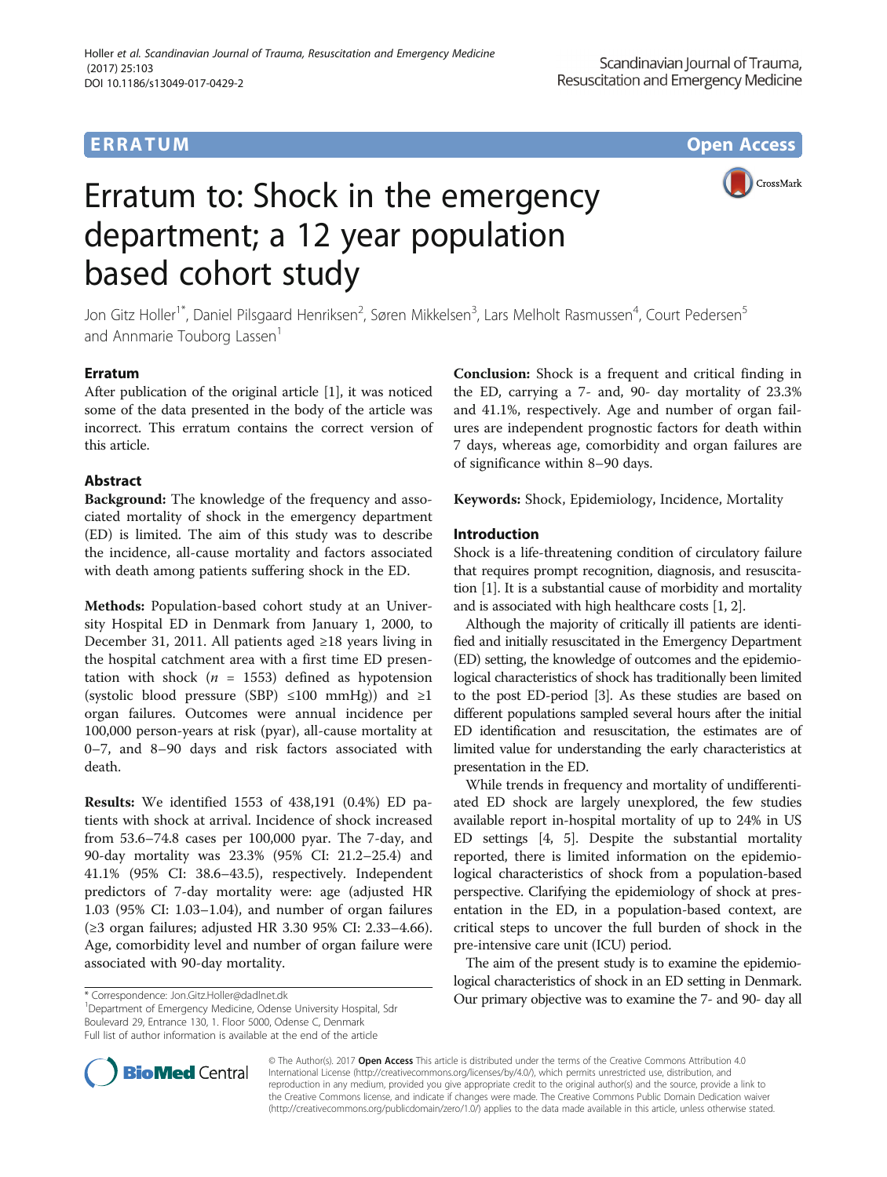# ERRATUM

# Erratum to: Shock in the emergency department; a 12 year population based cohort study

Jon Gitz Holler[1*], Daniel Pilsgaard Henriksen[2], Søren Mikkelsen[3], Lars Melholt Rasmussen[4], Court Pedersen[5] and Annmarie Touborg Lassen[1]

## Erratum

After publication of the original article [1], it was noticed some of the data presented in the body of the article was incorrect. This erratum contains the correct version of this article.

## Abstract

**Background:** The knowledge of the frequency and associated mortality of shock in the emergency department (ED) is limited. The aim of this study was to describe the incidence, all-cause mortality and factors associated with death among patients suffering shock in the ED.

**Methods:** Population-based cohort study at an University Hospital ED in Denmark from January 1, 2000, to December 31, 2011. All patients aged ≥18 years living in the hospital catchment area with a first time ED presentation with shock ($n$ = 1553) defined as hypotension (systolic blood pressure (SBP) ≤100 mmHg)) and ≥1 organ failures. Outcomes were annual incidence per 100,000 person-years at risk (pyar), all-cause mortality at 0–7, and 8–90 days and risk factors associated with death.

**Results:** We identified 1553 of 438,191 (0.4%) ED patients with shock at arrival. Incidence of shock increased from 53.6–74.8 cases per 100,000 pyar. The 7-day, and 90-day mortality was 23.3% (95% CI: 21.2–25.4) and 41.1% (95% CI: 38.6–43.5), respectively. Independent predictors of 7-day mortality were: age (adjusted HR 1.03 (95% CI: 1.03–1.04), and number of organ failures (≥3 organ failures; adjusted HR 3.30 95% CI: 2.33–4.66). Age, comorbidity level and number of organ failure were associated with 90-day mortality.

**Conclusion:** Shock is a frequent and critical finding in the ED, carrying a 7- and, 90- day mortality of 23.3% and 41.1%, respectively. Age and number of organ failures are independent prognostic factors for death within 7 days, whereas age, comorbidity and organ failures are of significance within 8–90 days.

**Keywords:** Shock, Epidemiology, Incidence, Mortality

## Introduction

Shock is a life-threatening condition of circulatory failure that requires prompt recognition, diagnosis, and resuscitation [1]. It is a substantial cause of morbidity and mortality and is associated with high healthcare costs [1, 2].

Although the majority of critically ill patients are identified and initially resuscitated in the Emergency Department (ED) setting, the knowledge of outcomes and the epidemiological characteristics of shock has traditionally been limited to the post ED-period [3]. As these studies are based on different populations sampled several hours after the initial ED identification and resuscitation, the estimates are of limited value for understanding the early characteristics at presentation in the ED.

While trends in frequency and mortality of undifferentiated ED shock are largely unexplored, the few studies available report in-hospital mortality of up to 24% in US ED settings [4, 5]. Despite the substantial mortality reported, there is limited information on the epidemiological characteristics of shock from a population-based perspective. Clarifying the epidemiology of shock at presentation in the ED, in a population-based context, are critical steps to uncover the full burden of shock in the pre-intensive care unit (ICU) period.

The aim of the present study is to examine the epidemiological characteristics of shock in an ED setting in Denmark. Our primary objective was to examine the 7- and 90- day all

\* Correspondence: Jon.Gitz.Holler@dadlnet.dk
[1]Department of Emergency Medicine, Odense University Hospital, Sdr Boulevard 29, Entrance 130, 1. Floor 5000, Odense C, Denmark
Full list of author information is available at the end of the article

© The Author(s). 2017 **Open Access** This article is distributed under the terms of the Creative Commons Attribution 4.0 International License (http://creativecommons.org/licenses/by/4.0/), which permits unrestricted use, distribution, and reproduction in any medium, provided you give appropriate credit to the original author(s) and the source, provide a link to the Creative Commons license, and indicate if changes were made. The Creative Commons Public Domain Dedication waiver (http://creativecommons.org/publicdomain/zero/1.0/) applies to the data made available in this article, unless otherwise stated.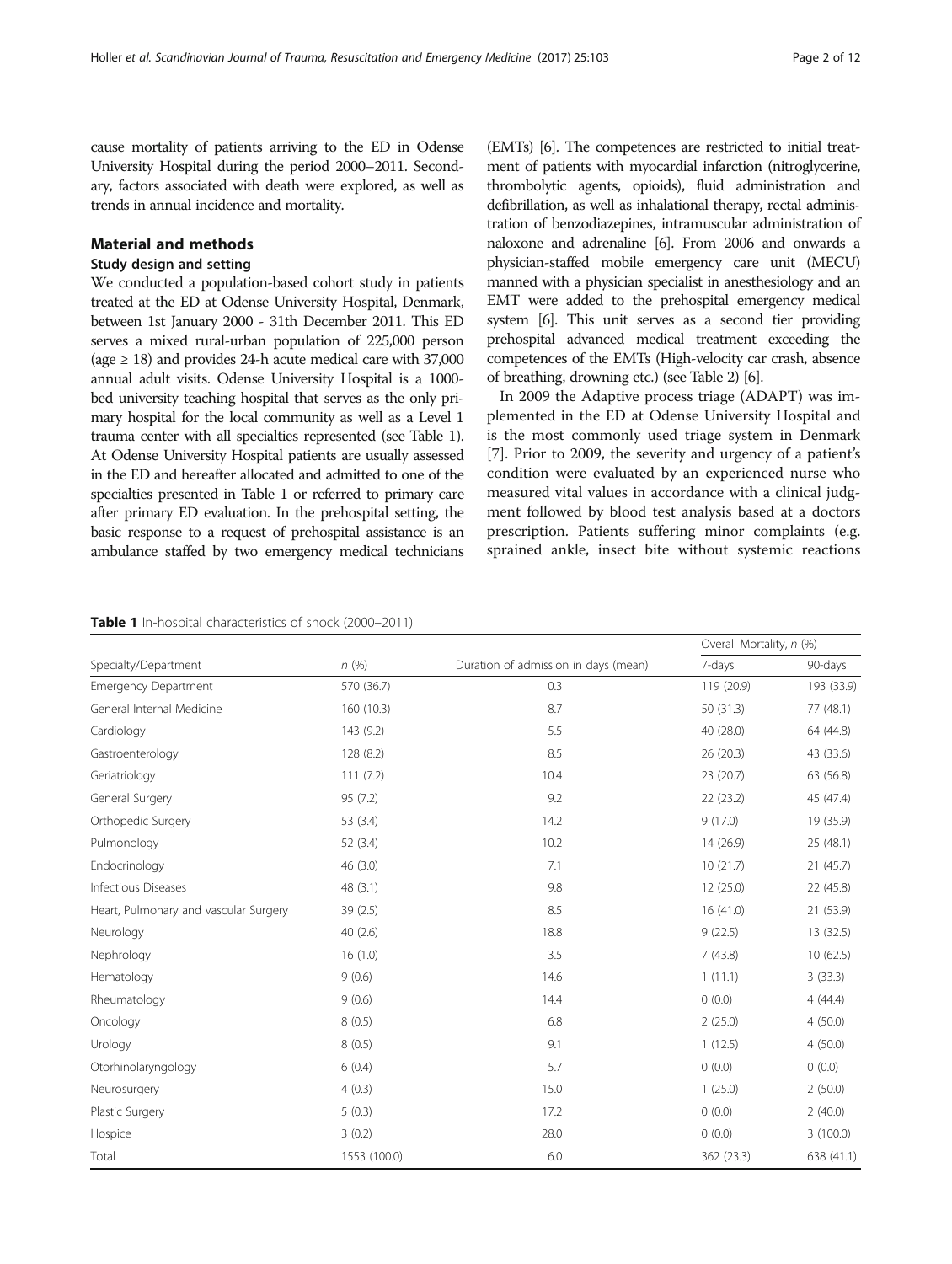cause mortality of patients arriving to the ED in Odense University Hospital during the period 2000–2011. Secondary, factors associated with death were explored, as well as trends in annual incidence and mortality.

## Material and methods

### Study design and setting

We conducted a population-based cohort study in patients treated at the ED at Odense University Hospital, Denmark, between 1st January 2000 - 31th December 2011. This ED serves a mixed rural-urban population of 225,000 person (age ≥ 18) and provides 24-h acute medical care with 37,000 annual adult visits. Odense University Hospital is a 1000-bed university teaching hospital that serves as the only primary hospital for the local community as well as a Level 1 trauma center with all specialties represented (see Table 1). At Odense University Hospital patients are usually assessed in the ED and hereafter allocated and admitted to one of the specialties presented in Table 1 or referred to primary care after primary ED evaluation. In the prehospital setting, the basic response to a request of prehospital assistance is an ambulance staffed by two emergency medical technicians (EMTs) [6]. The competences are restricted to initial treatment of patients with myocardial infarction (nitroglycerine, thrombolytic agents, opioids), fluid administration and defibrillation, as well as inhalational therapy, rectal administration of benzodiazepines, intramuscular administration of naloxone and adrenaline [6]. From 2006 and onwards a physician-staffed mobile emergency care unit (MECU) manned with a physician specialist in anesthesiology and an EMT were added to the prehospital emergency medical system [6]. This unit serves as a second tier providing prehospital advanced medical treatment exceeding the competences of the EMTs (High-velocity car crash, absence of breathing, drowning etc.) (see Table 2) [6].

In 2009 the Adaptive process triage (ADAPT) was implemented in the ED at Odense University Hospital and is the most commonly used triage system in Denmark [7]. Prior to 2009, the severity and urgency of a patient's condition were evaluated by an experienced nurse who measured vital values in accordance with a clinical judgment followed by blood test analysis based at a doctors prescription. Patients suffering minor complaints (e.g. sprained ankle, insect bite without systemic reactions

**Table 1** In-hospital characteristics of shock (2000–2011)

| Specialty/Department | *n* (%) | Duration of admission in days (mean) | Overall Mortality, *n* (%) | |
|---|---|---|---|---|
| | | | 7-days | 90-days |
| Emergency Department | 570 (36.7) | 0.3 | 119 (20.9) | 193 (33.9) |
| General Internal Medicine | 160 (10.3) | 8.7 | 50 (31.3) | 77 (48.1) |
| Cardiology | 143 (9.2) | 5.5 | 40 (28.0) | 64 (44.8) |
| Gastroenterology | 128 (8.2) | 8.5 | 26 (20.3) | 43 (33.6) |
| Geriatriology | 111 (7.2) | 10.4 | 23 (20.7) | 63 (56.8) |
| General Surgery | 95 (7.2) | 9.2 | 22 (23.2) | 45 (47.4) |
| Orthopedic Surgery | 53 (3.4) | 14.2 | 9 (17.0) | 19 (35.9) |
| Pulmonology | 52 (3.4) | 10.2 | 14 (26.9) | 25 (48.1) |
| Endocrinology | 46 (3.0) | 7.1 | 10 (21.7) | 21 (45.7) |
| Infectious Diseases | 48 (3.1) | 9.8 | 12 (25.0) | 22 (45.8) |
| Heart, Pulmonary and vascular Surgery | 39 (2.5) | 8.5 | 16 (41.0) | 21 (53.9) |
| Neurology | 40 (2.6) | 18.8 | 9 (22.5) | 13 (32.5) |
| Nephrology | 16 (1.0) | 3.5 | 7 (43.8) | 10 (62.5) |
| Hematology | 9 (0.6) | 14.6 | 1 (11.1) | 3 (33.3) |
| Rheumatology | 9 (0.6) | 14.4 | 0 (0.0) | 4 (44.4) |
| Oncology | 8 (0.5) | 6.8 | 2 (25.0) | 4 (50.0) |
| Urology | 8 (0.5) | 9.1 | 1 (12.5) | 4 (50.0) |
| Otorhinolaryngology | 6 (0.4) | 5.7 | 0 (0.0) | 0 (0.0) |
| Neurosurgery | 4 (0.3) | 15.0 | 1 (25.0) | 2 (50.0) |
| Plastic Surgery | 5 (0.3) | 17.2 | 0 (0.0) | 2 (40.0) |
| Hospice | 3 (0.2) | 28.0 | 0 (0.0) | 3 (100.0) |
| Total | 1553 (100.0) | 6.0 | 362 (23.3) | 638 (41.1) |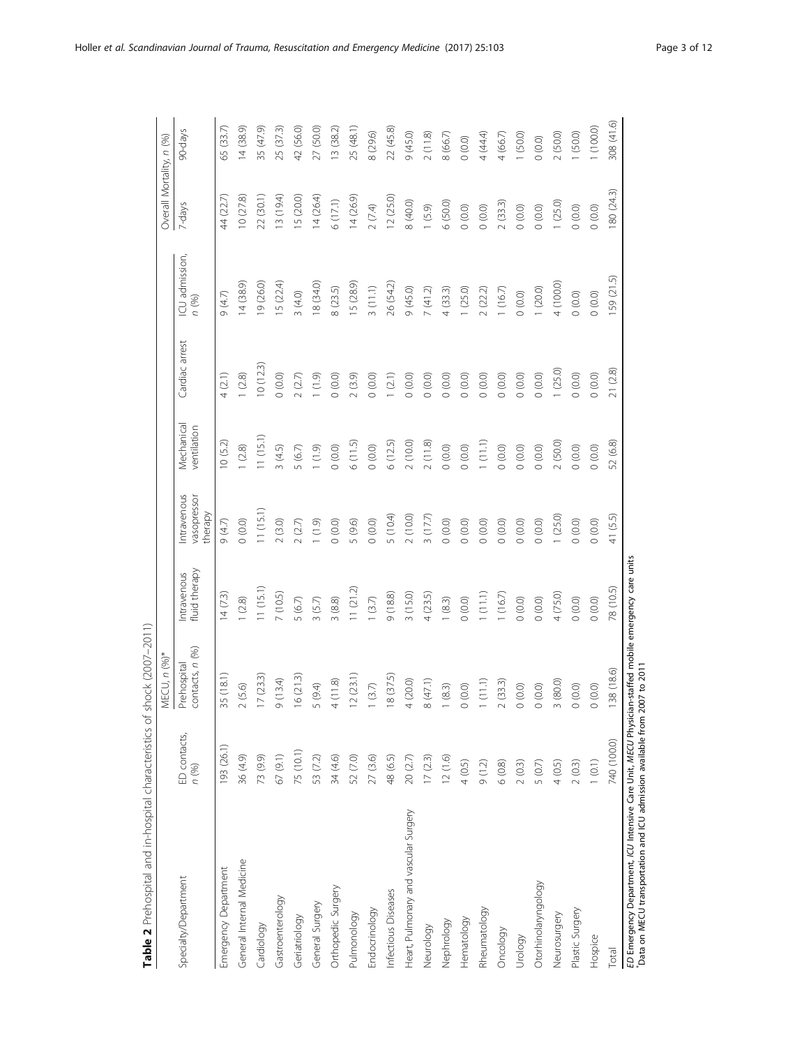**Table 2** Prehospital and in-hospital characteristics of shock (2007–2011)

| Specialty/Department | ED contacts, *n* (%) | MECU, *n* (%)* | | | | | | | Overall Mortality, *n* (%) | |
|---|---|---|---|---|---|---|---|---|---|---|
| | | Prehospital contacts, *n* (%) | Intravenous fluid therapy | Intravenous vasopressor therapy | Mechanical ventilation | Cardiac arrest | ICU admission, *n* (%) | | 7-days | 90-days |
| Emergency Department | 193 (26.1) | 35 (18.1) | 14 (7.3) | 9 (4.7) | 10 (5.2) | 4 (2.1) | 9 (4.7) | | 44 (22.7) | 65 (33.7) |
| General Internal Medicine | 36 (4.9) | 2 (5.6) | 1 (2.8) | 0 (0.0) | 1 (2.8) | 1 (2.8) | 14 (38.9) | | 10 (27.8) | 14 (38.9) |
| Cardiology | 73 (9.9) | 17 (23.3) | 11 (15.1) | 11 (15.1) | 11 (15.1) | 10 (12.3) | 19 (26.0) | | 22 (30.1) | 35 (47.9) |
| Gastroenterology | 67 (9.1) | 9 (13.4) | 7 (10.5) | 2 (3.0) | 3 (4.5) | 0 (0.0) | 15 (22.4) | | 13 (19.4) | 25 (37.3) |
| Geriatriology | 75 (10.1) | 16 (21.3) | 5 (6.7) | 2 (2.7) | 5 (6.7) | 2 (2.7) | 3 (4.0) | | 15 (20.0) | 42 (56.0) |
| General Surgery | 53 (7.2) | 5 (9.4) | 3 (5.7) | 1 (1.9) | 1 (1.9) | 1 (1.9) | 18 (34.0) | | 14 (26.4) | 27 (50.0) |
| Orthopedic Surgery | 34 (4.6) | 4 (11.8) | 3 (8.8) | 0 (0.0) | 0 (0.0) | 0 (0.0) | 8 (23.5) | | 6 (17.1) | 13 (38.2) |
| Pulmonology | 52 (7.0) | 12 (23.1) | 11 (21.2) | 5 (9.6) | 6 (11.5) | 2 (3.9) | 15 (28.9) | | 14 (26.9) | 25 (48.1) |
| Endocrinology | 27 (3.6) | 1 (3.7) | 1 (3.7) | 0 (0.0) | 0 (0.0) | 0 (0.0) | 3 (11.1) | | 2 (7.4) | 8 (29.6) |
| Infectious Diseases | 48 (6.5) | 18 (37.5) | 9 (18.8) | 5 (10.4) | 6 (12.5) | 1 (2.1) | 26 (54.2) | | 12 (25.0) | 22 (45.8) |
| Heart, Pulmonary and vascular Surgery | 20 (2.7) | 4 (20.0) | 3 (15.0) | 2 (10.0) | 2 (10.0) | 0 (0.0) | 9 (45.0) | | 8 (40.0) | 9 (45.0) |
| Neurology | 17 (2.3) | 8 (47.1) | 4 (23.5) | 3 (17.7) | 2 (11.8) | 0 (0.0) | 7 (41.2) | | 1 (5.9) | 2 (11.8) |
| Nephrology | 12 (1.6) | 1 (8.3) | 1 (8.3) | 0 (0.0) | 0 (0.0) | 0 (0.0) | 4 (33.3) | | 6 (50.0) | 8 (66.7) |
| Hematology | 4 (0.5) | 0 (0.0) | 0 (0.0) | 0 (0.0) | 0 (0.0) | 0 (0.0) | 1 (25.0) | | 0 (0.0) | 0 (0.0) |
| Rheumatology | 9 (1.2) | 1 (11.1) | 1 (11.1) | 0 (0.0) | 1 (11.1) | 0 (0.0) | 2 (22.2) | | 0 (0.0) | 4 (44.4) |
| Oncology | 6 (0.8) | 2 (33.3) | 1 (16.7) | 0 (0.0) | 0 (0.0) | 0 (0.0) | 1 (16.7) | | 2 (33.3) | 4 (66.7) |
| Urology | 2 (0.3) | 0 (0.0) | 0 (0.0) | 0 (0.0) | 0 (0.0) | 0 (0.0) | 0 (0.0) | | 0 (0.0) | 1 (50.0) |
| Otorhinolaryngology | 5 (0.7) | 0 (0.0) | 0 (0.0) | 0 (0.0) | 0 (0.0) | 0 (0.0) | 1 (20.0) | | 0 (0.0) | 0 (0.0) |
| Neurosurgery | 4 (0.5) | 3 (80.0) | 4 (75.0) | 1 (25.0) | 2 (50.0) | 1 (25.0) | 4 (100.0) | | 1 (25.0) | 2 (50.0) |
| Plastic Surgery | 2 (0.3) | 0 (0.0) | 0 (0.0) | 0 (0.0) | 0 (0.0) | 0 (0.0) | 0 (0.0) | | 0 (0.0) | 1 (50.0) |
| Hospice | 1 (0.1) | 0 (0.0) | 0 (0.0) | 0 (0.0) | 0 (0.0) | 0 (0.0) | 0 (0.0) | | 0 (0.0) | 1 (100.0) |
| Total | 740 (100.0) | 138 (18.6) | 78 (10.5) | 41 (5.5) | 52 (6.8) | 21 (2.8) | 159 (21.5) | | 180 (24.3) | 308 (41.6) |

*ED* Emergency Department, *ICU* Intensive Care Unit, *MECU* Physician-staffed mobile emergency care units
*Data on MECU transportation and ICU admission available from 2007 to 2011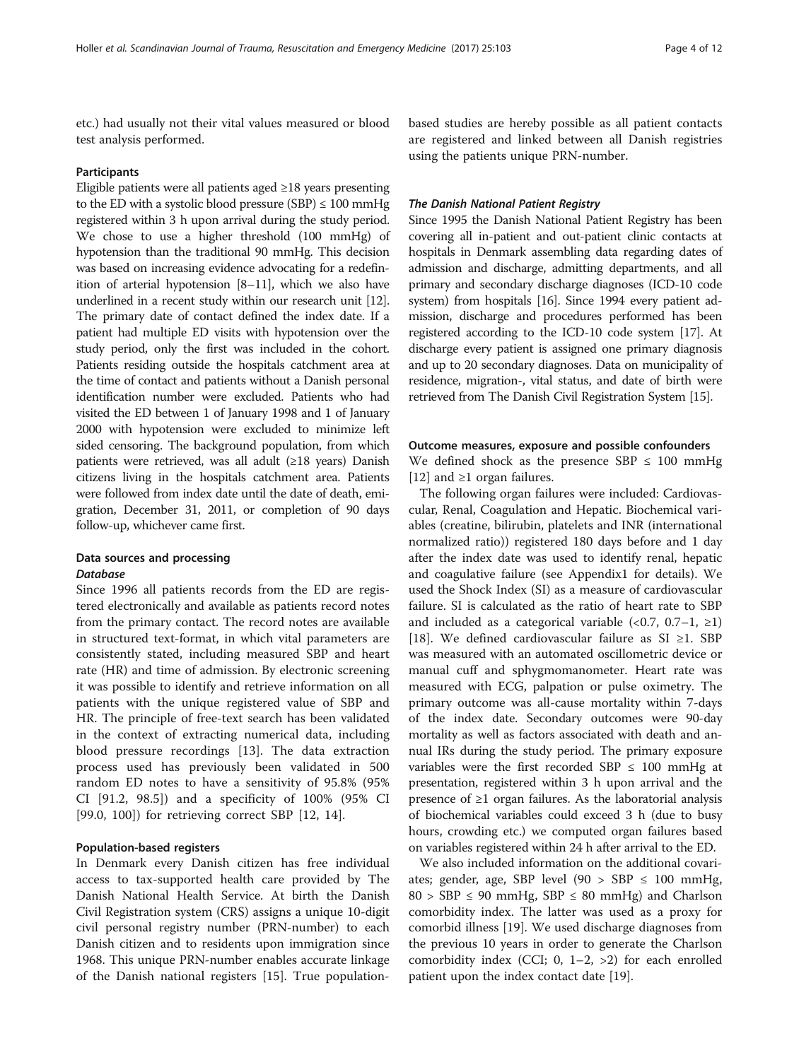etc.) had usually not their vital values measured or blood test analysis performed.

### Participants

Eligible patients were all patients aged ≥18 years presenting to the ED with a systolic blood pressure (SBP) ≤ 100 mmHg registered within 3 h upon arrival during the study period. We chose to use a higher threshold (100 mmHg) of hypotension than the traditional 90 mmHg. This decision was based on increasing evidence advocating for a redefinition of arterial hypotension [8–11], which we also have underlined in a recent study within our research unit [12]. The primary date of contact defined the index date. If a patient had multiple ED visits with hypotension over the study period, only the first was included in the cohort. Patients residing outside the hospitals catchment area at the time of contact and patients without a Danish personal identification number were excluded. Patients who had visited the ED between 1 of January 1998 and 1 of January 2000 with hypotension were excluded to minimize left sided censoring. The background population, from which patients were retrieved, was all adult (≥18 years) Danish citizens living in the hospitals catchment area. Patients were followed from index date until the date of death, emigration, December 31, 2011, or completion of 90 days follow-up, whichever came first.

### Data sources and processing

#### *Database*

Since 1996 all patients records from the ED are registered electronically and available as patients record notes from the primary contact. The record notes are available in structured text-format, in which vital parameters are consistently stated, including measured SBP and heart rate (HR) and time of admission. By electronic screening it was possible to identify and retrieve information on all patients with the unique registered value of SBP and HR. The principle of free-text search has been validated in the context of extracting numerical data, including blood pressure recordings [13]. The data extraction process used has previously been validated in 500 random ED notes to have a sensitivity of 95.8% (95% CI [91.2, 98.5]) and a specificity of 100% (95% CI [99.0, 100]) for retrieving correct SBP [12, 14].

### Population-based registers

In Denmark every Danish citizen has free individual access to tax-supported health care provided by The Danish National Health Service. At birth the Danish Civil Registration system (CRS) assigns a unique 10-digit civil personal registry number (PRN-number) to each Danish citizen and to residents upon immigration since 1968. This unique PRN-number enables accurate linkage of the Danish national registers [15]. True population-based studies are hereby possible as all patient contacts are registered and linked between all Danish registries using the patients unique PRN-number.

#### *The Danish National Patient Registry*

Since 1995 the Danish National Patient Registry has been covering all in-patient and out-patient clinic contacts at hospitals in Denmark assembling data regarding dates of admission and discharge, admitting departments, and all primary and secondary discharge diagnoses (ICD-10 code system) from hospitals [16]. Since 1994 every patient admission, discharge and procedures performed has been registered according to the ICD-10 code system [17]. At discharge every patient is assigned one primary diagnosis and up to 20 secondary diagnoses. Data on municipality of residence, migration-, vital status, and date of birth were retrieved from The Danish Civil Registration System [15].

### Outcome measures, exposure and possible confounders

We defined shock as the presence SBP ≤ 100 mmHg [12] and ≥1 organ failures.

The following organ failures were included: Cardiovascular, Renal, Coagulation and Hepatic. Biochemical variables (creatine, bilirubin, platelets and INR (international normalized ratio)) registered 180 days before and 1 day after the index date was used to identify renal, hepatic and coagulative failure (see Appendix1 for details). We used the Shock Index (SI) as a measure of cardiovascular failure. SI is calculated as the ratio of heart rate to SBP and included as a categorical variable (<0.7, 0.7–1, ≥1) [18]. We defined cardiovascular failure as SI ≥1. SBP was measured with an automated oscillometric device or manual cuff and sphygmomanometer. Heart rate was measured with ECG, palpation or pulse oximetry. The primary outcome was all-cause mortality within 7-days of the index date. Secondary outcomes were 90-day mortality as well as factors associated with death and annual IRs during the study period. The primary exposure variables were the first recorded SBP ≤ 100 mmHg at presentation, registered within 3 h upon arrival and the presence of ≥1 organ failures. As the laboratorial analysis of biochemical variables could exceed 3 h (due to busy hours, crowding etc.) we computed organ failures based on variables registered within 24 h after arrival to the ED.

We also included information on the additional covariates; gender, age, SBP level (90 > SBP ≤ 100 mmHg, 80 > SBP ≤ 90 mmHg, SBP ≤ 80 mmHg) and Charlson comorbidity index. The latter was used as a proxy for comorbid illness [19]. We used discharge diagnoses from the previous 10 years in order to generate the Charlson comorbidity index (CCI; 0, 1–2, >2) for each enrolled patient upon the index contact date [19].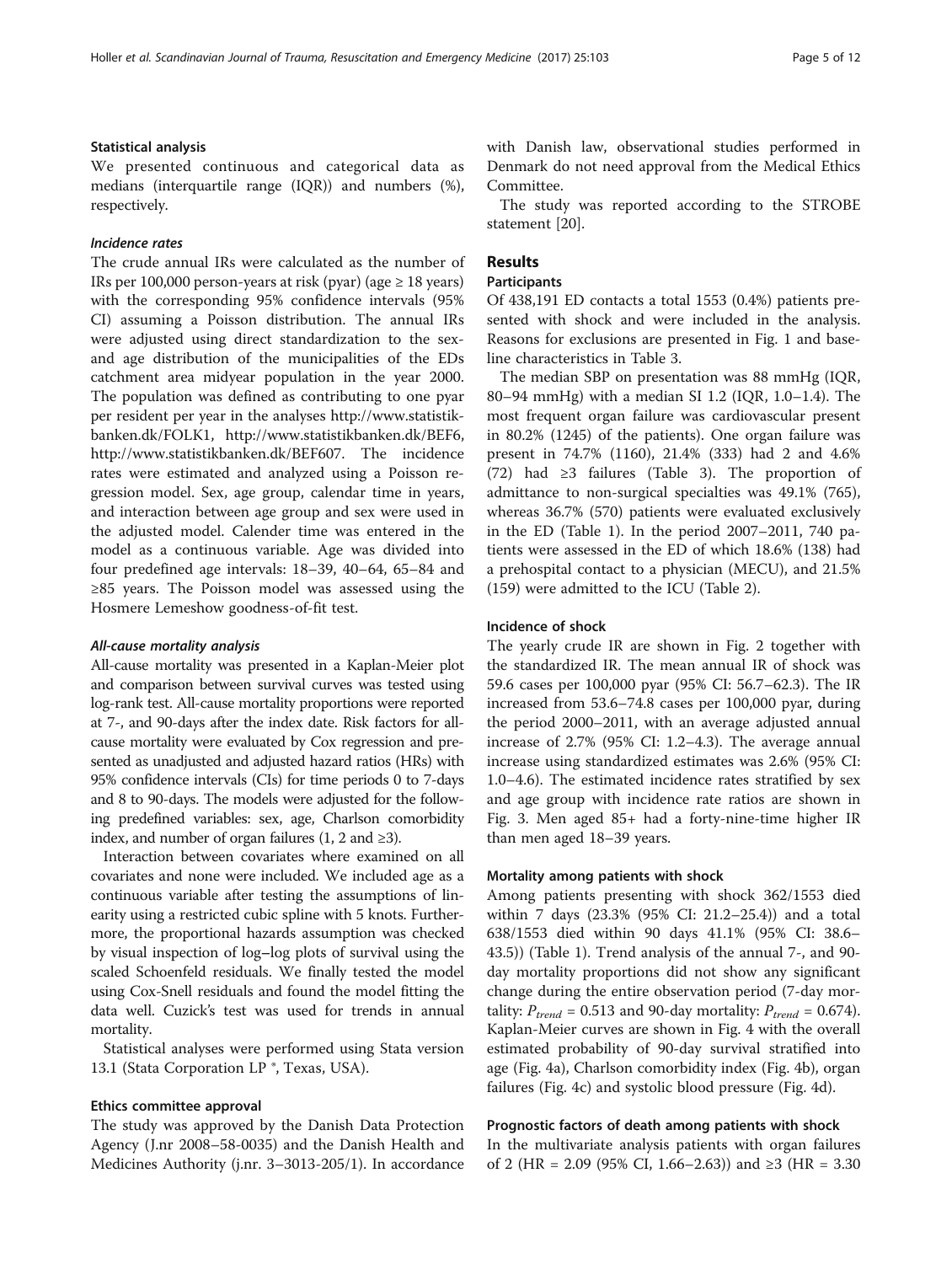### Statistical analysis

We presented continuous and categorical data as medians (interquartile range (IQR)) and numbers (%), respectively.

#### *Incidence rates*

The crude annual IRs were calculated as the number of IRs per 100,000 person-years at risk (pyar) (age ≥ 18 years) with the corresponding 95% confidence intervals (95% CI) assuming a Poisson distribution. The annual IRs were adjusted using direct standardization to the sex- and age distribution of the municipalities of the EDs catchment area midyear population in the year 2000. The population was defined as contributing to one pyar per resident per year in the analyses http://www.statistikbanken.dk/FOLK1, http://www.statistikbanken.dk/BEF6, http://www.statistikbanken.dk/BEF607. The incidence rates were estimated and analyzed using a Poisson regression model. Sex, age group, calendar time in years, and interaction between age group and sex were used in the adjusted model. Calender time was entered in the model as a continuous variable. Age was divided into four predefined age intervals: 18–39, 40–64, 65–84 and ≥85 years. The Poisson model was assessed using the Hosmere Lemeshow goodness-of-fit test.

#### *All-cause mortality analysis*

All-cause mortality was presented in a Kaplan-Meier plot and comparison between survival curves was tested using log-rank test. All-cause mortality proportions were reported at 7-, and 90-days after the index date. Risk factors for all-cause mortality were evaluated by Cox regression and presented as unadjusted and adjusted hazard ratios (HRs) with 95% confidence intervals (CIs) for time periods 0 to 7-days and 8 to 90-days. The models were adjusted for the following predefined variables: sex, age, Charlson comorbidity index, and number of organ failures (1, 2 and ≥3).

Interaction between covariates where examined on all covariates and none were included. We included age as a continuous variable after testing the assumptions of linearity using a restricted cubic spline with 5 knots. Furthermore, the proportional hazards assumption was checked by visual inspection of log–log plots of survival using the scaled Schoenfeld residuals. We finally tested the model using Cox-Snell residuals and found the model fitting the data well. Cuzick's test was used for trends in annual mortality.

Statistical analyses were performed using Stata version 13.1 (Stata Corporation LP ®, Texas, USA).

### Ethics committee approval

The study was approved by the Danish Data Protection Agency (J.nr 2008–58-0035) and the Danish Health and Medicines Authority (j.nr. 3–3013-205/1). In accordance with Danish law, observational studies performed in Denmark do not need approval from the Medical Ethics Committee.

The study was reported according to the STROBE statement [20].

## Results

### Participants

Of 438,191 ED contacts a total 1553 (0.4%) patients presented with shock and were included in the analysis. Reasons for exclusions are presented in Fig. 1 and baseline characteristics in Table 3.

The median SBP on presentation was 88 mmHg (IQR, 80–94 mmHg) with a median SI 1.2 (IQR, 1.0–1.4). The most frequent organ failure was cardiovascular present in 80.2% (1245) of the patients). One organ failure was present in 74.7% (1160), 21.4% (333) had 2 and 4.6% (72) had ≥3 failures (Table 3). The proportion of admittance to non-surgical specialties was 49.1% (765), whereas 36.7% (570) patients were evaluated exclusively in the ED (Table 1). In the period 2007–2011, 740 patients were assessed in the ED of which 18.6% (138) had a prehospital contact to a physician (MECU), and 21.5% (159) were admitted to the ICU (Table 2).

### Incidence of shock

The yearly crude IR are shown in Fig. 2 together with the standardized IR. The mean annual IR of shock was 59.6 cases per 100,000 pyar (95% CI: 56.7–62.3). The IR increased from 53.6–74.8 cases per 100,000 pyar, during the period 2000–2011, with an average adjusted annual increase of 2.7% (95% CI: 1.2–4.3). The average annual increase using standardized estimates was 2.6% (95% CI: 1.0–4.6). The estimated incidence rates stratified by sex and age group with incidence rate ratios are shown in Fig. 3. Men aged 85+ had a forty-nine-time higher IR than men aged 18–39 years.

### Mortality among patients with shock

Among patients presenting with shock 362/1553 died within 7 days (23.3% (95% CI: 21.2–25.4)) and a total 638/1553 died within 90 days 41.1% (95% CI: 38.6–43.5)) (Table 1). Trend analysis of the annual 7-, and 90-day mortality proportions did not show any significant change during the entire observation period (7-day mortality: $P_{trend} = 0.513$ and 90-day mortality: $P_{trend} = 0.674$). Kaplan-Meier curves are shown in Fig. 4 with the overall estimated probability of 90-day survival stratified into age (Fig. 4a), Charlson comorbidity index (Fig. 4b), organ failures (Fig. 4c) and systolic blood pressure (Fig. 4d).

### Prognostic factors of death among patients with shock

In the multivariate analysis patients with organ failures of 2 (HR = 2.09 (95% CI, 1.66–2.63)) and ≥3 (HR = 3.30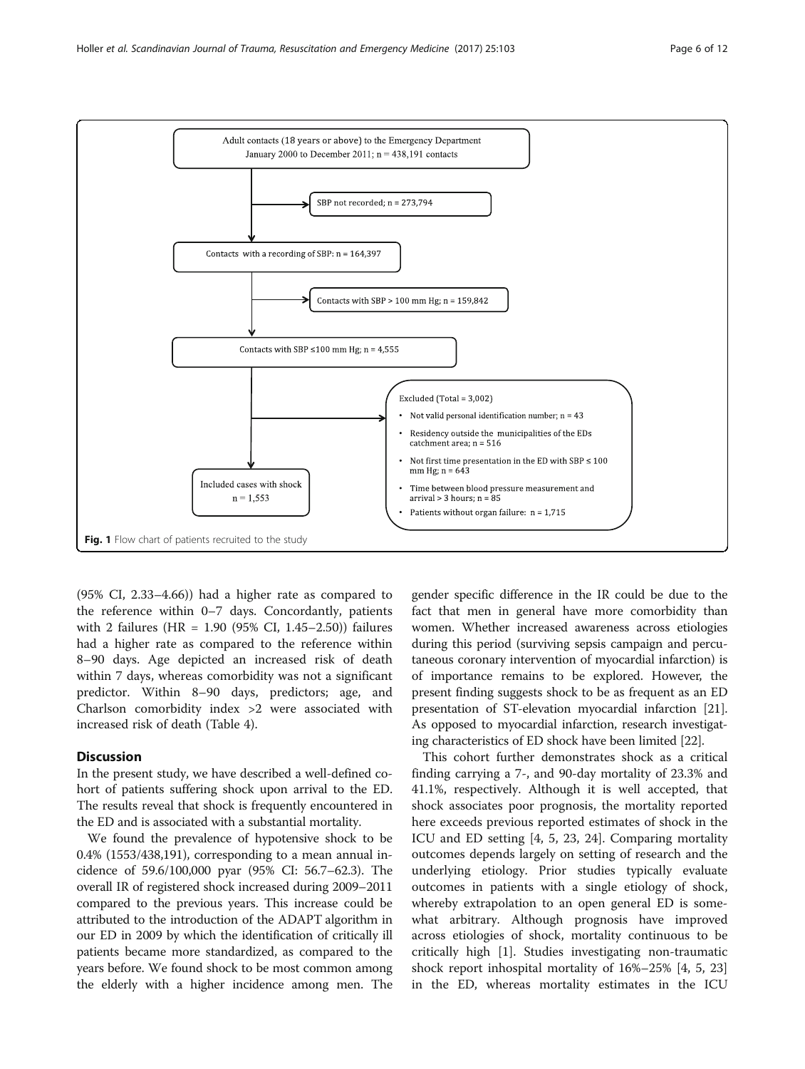Adult contacts (18 years or above) to the Emergency Department January 2000 to December 2011; n = 438,191 contacts

SBP not recorded; n = 273,794

Contacts with a recording of SBP: n = 164,397

Contacts with SBP > 100 mm Hg; n = 159,842

Contacts with SBP ≤100 mm Hg; n = 4,555

Excluded (Total = 3,002)

- Not valid personal identification number; n = 43
- Residency outside the municipalities of the EDs catchment area; n = 516
- Not first time presentation in the ED with SBP ≤ 100 mm Hg; n = 643
- Time between blood pressure measurement and arrival > 3 hours; n = 85
- Patients without organ failure: n = 1,715

Included cases with shock n = 1,553

**Fig. 1** Flow chart of patients recruited to the study

(95% CI, 2.33–4.66)) had a higher rate as compared to the reference within 0–7 days. Concordantly, patients with 2 failures (HR = 1.90 (95% CI, 1.45–2.50)) failures had a higher rate as compared to the reference within 8–90 days. Age depicted an increased risk of death within 7 days, whereas comorbidity was not a significant predictor. Within 8–90 days, predictors; age, and Charlson comorbidity index >2 were associated with increased risk of death (Table 4).

## Discussion

In the present study, we have described a well-defined cohort of patients suffering shock upon arrival to the ED. The results reveal that shock is frequently encountered in the ED and is associated with a substantial mortality.

We found the prevalence of hypotensive shock to be 0.4% (1553/438,191), corresponding to a mean annual incidence of 59.6/100,000 pyar (95% CI: 56.7–62.3). The overall IR of registered shock increased during 2009–2011 compared to the previous years. This increase could be attributed to the introduction of the ADAPT algorithm in our ED in 2009 by which the identification of critically ill patients became more standardized, as compared to the years before. We found shock to be most common among the elderly with a higher incidence among men. The gender specific difference in the IR could be due to the fact that men in general have more comorbidity than women. Whether increased awareness across etiologies during this period (surviving sepsis campaign and percutaneous coronary intervention of myocardial infarction) is of importance remains to be explored. However, the present finding suggests shock to be as frequent as an ED presentation of ST-elevation myocardial infarction [21]. As opposed to myocardial infarction, research investigating characteristics of ED shock have been limited [22].

This cohort further demonstrates shock as a critical finding carrying a 7-, and 90-day mortality of 23.3% and 41.1%, respectively. Although it is well accepted, that shock associates poor prognosis, the mortality reported here exceeds previous reported estimates of shock in the ICU and ED setting [4, 5, 23, 24]. Comparing mortality outcomes depends largely on setting of research and the underlying etiology. Prior studies typically evaluate outcomes in patients with a single etiology of shock, whereby extrapolation to an open general ED is somewhat arbitrary. Although prognosis have improved across etiologies of shock, mortality continuous to be critically high [1]. Studies investigating non-traumatic shock report inhospital mortality of 16%–25% [4, 5, 23] in the ED, whereas mortality estimates in the ICU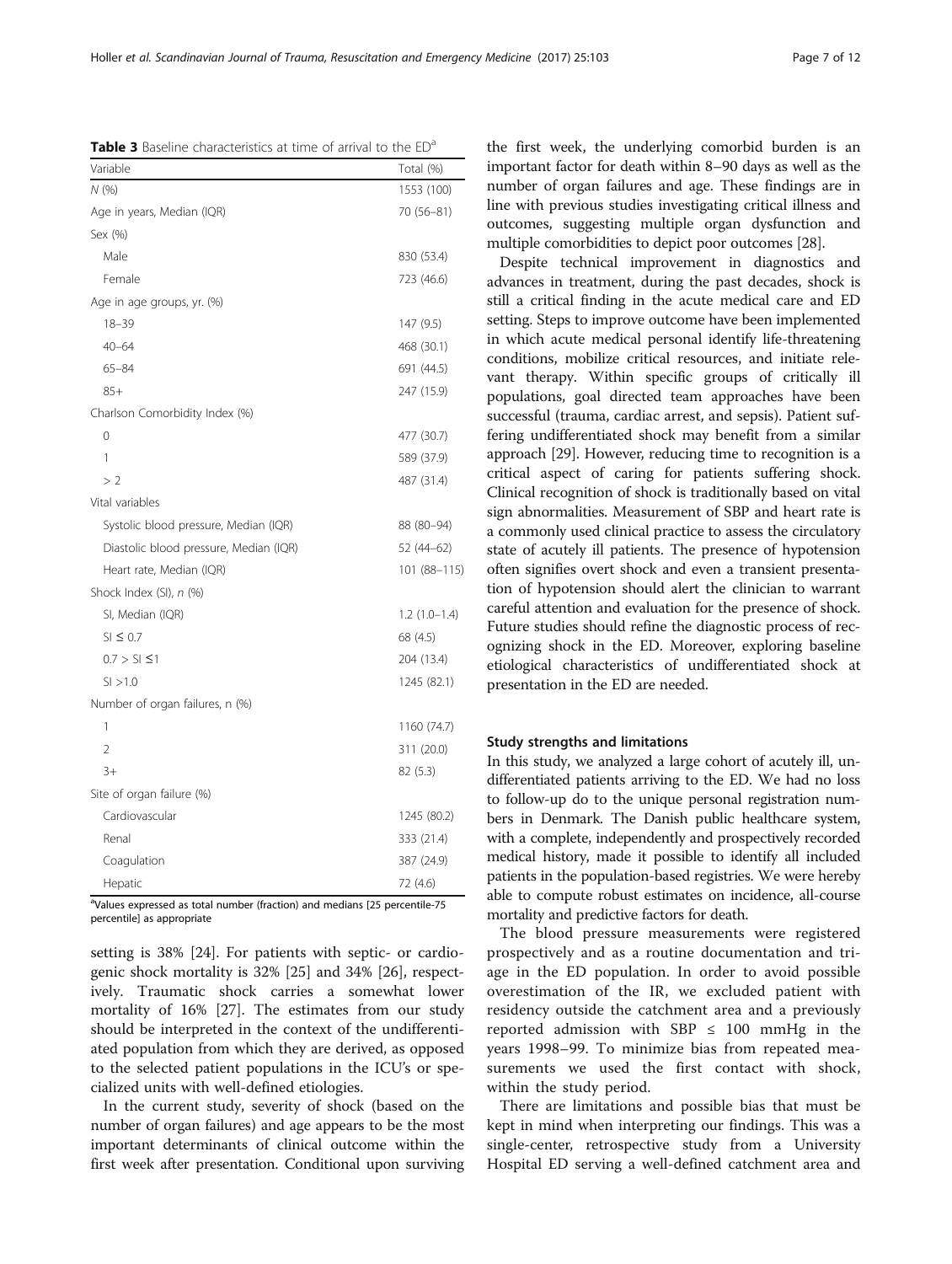**Table 3** Baseline characteristics at time of arrival to the ED[a]

| Variable | Total (%) |
|---|---|
| *N* (%) | 1553 (100) |
| Age in years, Median (IQR) | 70 (56–81) |
| Sex (%) | |
| Male | 830 (53.4) |
| Female | 723 (46.6) |
| Age in age groups, yr. (%) | |
| 18–39 | 147 (9.5) |
| 40–64 | 468 (30.1) |
| 65–84 | 691 (44.5) |
| 85+ | 247 (15.9) |
| Charlson Comorbidity Index (%) | |
| 0 | 477 (30.7) |
| 1 | 589 (37.9) |
| > 2 | 487 (31.4) |
| Vital variables | |
| Systolic blood pressure, Median (IQR) | 88 (80–94) |
| Diastolic blood pressure, Median (IQR) | 52 (44–62) |
| Heart rate, Median (IQR) | 101 (88–115) |
| Shock Index (SI), *n* (%) | |
| SI, Median (IQR) | 1.2 (1.0–1.4) |
| SI ≤ 0.7 | 68 (4.5) |
| 0.7 > SI ≤1 | 204 (13.4) |
| SI >1.0 | 1245 (82.1) |
| Number of organ failures, n (%) | |
| 1 | 1160 (74.7) |
| 2 | 311 (20.0) |
| 3+ | 82 (5.3) |
| Site of organ failure (%) | |
| Cardiovascular | 1245 (80.2) |
| Renal | 333 (21.4) |
| Coagulation | 387 (24.9) |
| Hepatic | 72 (4.6) |

[a]Values expressed as total number (fraction) and medians [25 percentile-75 percentile] as appropriate

setting is 38% [24]. For patients with septic- or cardiogenic shock mortality is 32% [25] and 34% [26], respectively. Traumatic shock carries a somewhat lower mortality of 16% [27]. The estimates from our study should be interpreted in the context of the undifferentiated population from which they are derived, as opposed to the selected patient populations in the ICU's or specialized units with well-defined etiologies.

In the current study, severity of shock (based on the number of organ failures) and age appears to be the most important determinants of clinical outcome within the first week after presentation. Conditional upon surviving the first week, the underlying comorbid burden is an important factor for death within 8–90 days as well as the number of organ failures and age. These findings are in line with previous studies investigating critical illness and outcomes, suggesting multiple organ dysfunction and multiple comorbidities to depict poor outcomes [28].

Despite technical improvement in diagnostics and advances in treatment, during the past decades, shock is still a critical finding in the acute medical care and ED setting. Steps to improve outcome have been implemented in which acute medical personal identify life-threatening conditions, mobilize critical resources, and initiate relevant therapy. Within specific groups of critically ill populations, goal directed team approaches have been successful (trauma, cardiac arrest, and sepsis). Patient suffering undifferentiated shock may benefit from a similar approach [29]. However, reducing time to recognition is a critical aspect of caring for patients suffering shock. Clinical recognition of shock is traditionally based on vital sign abnormalities. Measurement of SBP and heart rate is a commonly used clinical practice to assess the circulatory state of acutely ill patients. The presence of hypotension often signifies overt shock and even a transient presentation of hypotension should alert the clinician to warrant careful attention and evaluation for the presence of shock. Future studies should refine the diagnostic process of recognizing shock in the ED. Moreover, exploring baseline etiological characteristics of undifferentiated shock at presentation in the ED are needed.

### Study strengths and limitations

In this study, we analyzed a large cohort of acutely ill, undifferentiated patients arriving to the ED. We had no loss to follow-up do to the unique personal registration numbers in Denmark. The Danish public healthcare system, with a complete, independently and prospectively recorded medical history, made it possible to identify all included patients in the population-based registries. We were hereby able to compute robust estimates on incidence, all-course mortality and predictive factors for death.

The blood pressure measurements were registered prospectively and as a routine documentation and triage in the ED population. In order to avoid possible overestimation of the IR, we excluded patient with residency outside the catchment area and a previously reported admission with SBP ≤ 100 mmHg in the years 1998–99. To minimize bias from repeated measurements we used the first contact with shock, within the study period.

There are limitations and possible bias that must be kept in mind when interpreting our findings. This was a single-center, retrospective study from a University Hospital ED serving a well-defined catchment area and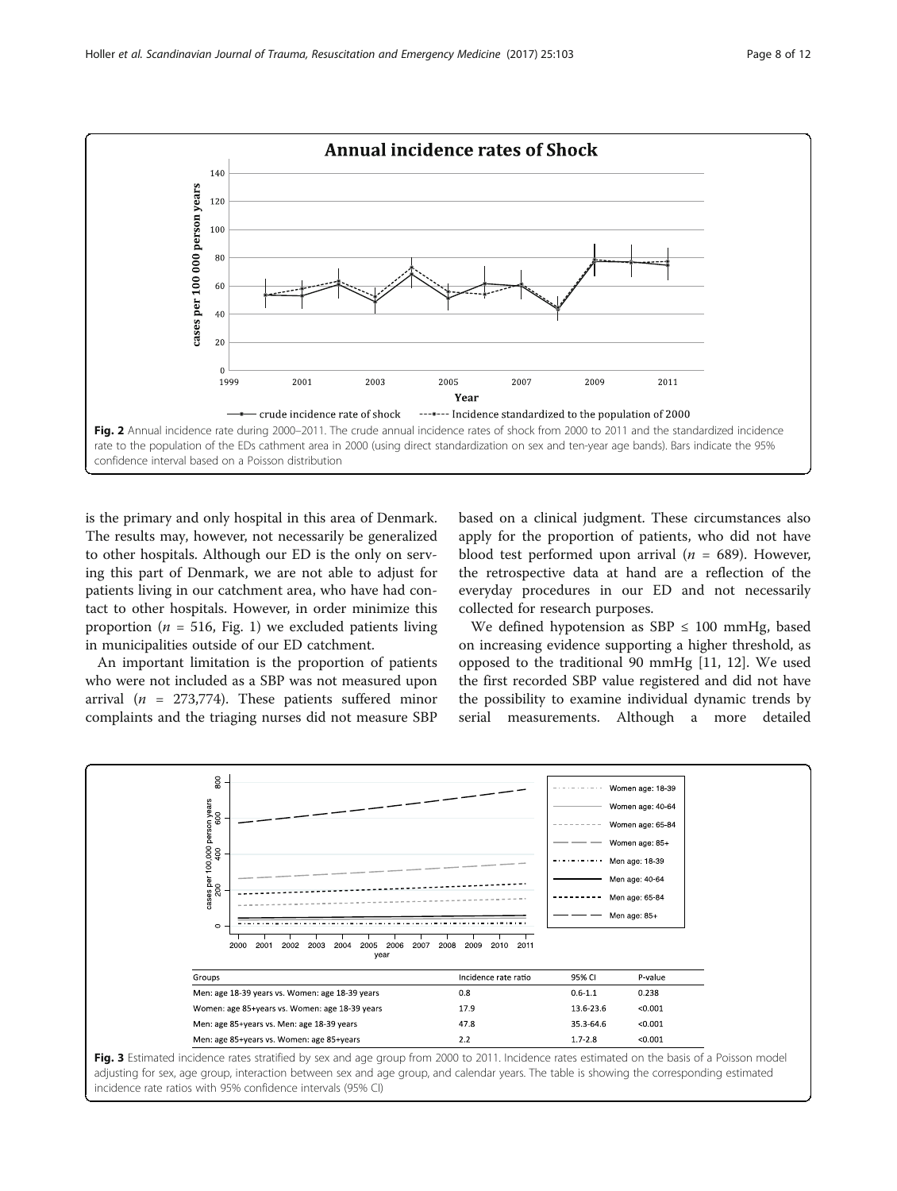Fig. 2 Annual incidence rate during 2000–2011. The crude annual incidence rates of shock from 2000 to 2011 and the standardized incidence rate to the population of the EDs cathment area in 2000 (using direct standardization on sex and ten-year age bands). Bars indicate the 95% confidence interval based on a Poisson distribution

is the primary and only hospital in this area of Denmark. The results may, however, not necessarily be generalized to other hospitals. Although our ED is the only on serving this part of Denmark, we are not able to adjust for patients living in our catchment area, who have had contact to other hospitals. However, in order minimize this proportion ($n$ = 516, Fig. 1) we excluded patients living in municipalities outside of our ED catchment.

An important limitation is the proportion of patients who were not included as a SBP was not measured upon arrival ($n$ = 273,774). These patients suffered minor complaints and the triaging nurses did not measure SBP based on a clinical judgment. These circumstances also apply for the proportion of patients, who did not have blood test performed upon arrival ($n$ = 689). However, the retrospective data at hand are a reflection of the everyday procedures in our ED and not necessarily collected for research purposes.

We defined hypotension as SBP ≤ 100 mmHg, based on increasing evidence supporting a higher threshold, as opposed to the traditional 90 mmHg [11, 12]. We used the first recorded SBP value registered and did not have the possibility to examine individual dynamic trends by serial measurements. Although a more detailed

| Groups | Incidence rate ratio | 95% CI | P-value |
|---|---|---|---|
| Men: age 18-39 years vs. Women: age 18-39 years | 0.8 | 0.6-1.1 | 0.238 |
| Women: age 85+years vs. Women: age 18-39 years | 17.9 | 13.6-23.6 | <0.001 |
| Men: age 85+years vs. Men: age 18-39 years | 47.8 | 35.3-64.6 | <0.001 |
| Men: age 85+years vs. Women: age 85+years | 2.2 | 1.7-2.8 | <0.001 |

Fig. 3 Estimated incidence rates stratified by sex and age group from 2000 to 2011. Incidence rates estimated on the basis of a Poisson model adjusting for sex, age group, interaction between sex and age group, and calendar years. The table is showing the corresponding estimated incidence rate ratios with 95% confidence intervals (95% CI)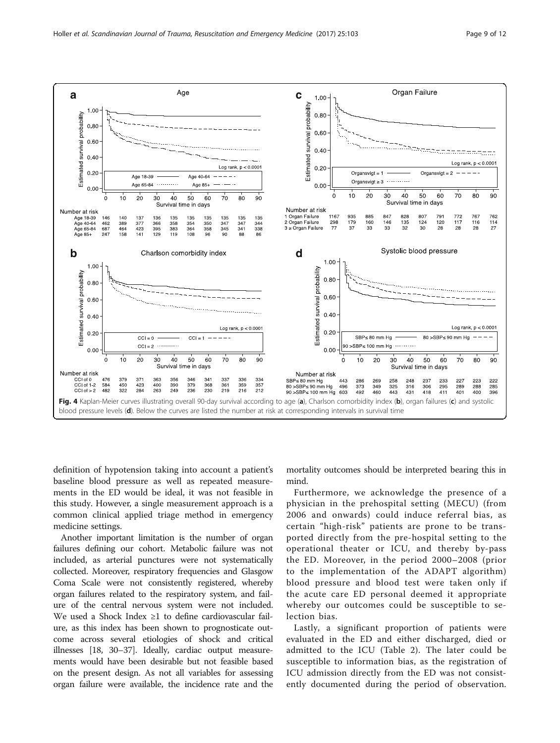Fig. 4 Kaplan-Meier curves illustrating overall 90-day survival according to age (**a**), Charlson comorbidity index (**b**), organ failures (**c**) and systolic blood pressure levels (**d**). Below the curves are listed the number at risk at corresponding intervals in survival time

definition of hypotension taking into account a patient's baseline blood pressure as well as repeated measurements in the ED would be ideal, it was not feasible in this study. However, a single measurement approach is a common clinical applied triage method in emergency medicine settings.

Another important limitation is the number of organ failures defining our cohort. Metabolic failure was not included, as arterial punctures were not systematically collected. Moreover, respiratory frequencies and Glasgow Coma Scale were not consistently registered, whereby organ failures related to the respiratory system, and failure of the central nervous system were not included. We used a Shock Index ≥1 to define cardiovascular failure, as this index has been shown to prognosticate outcome across several etiologies of shock and critical illnesses [18, 30–37]. Ideally, cardiac output measurements would have been desirable but not feasible based on the present design. As not all variables for assessing organ failure were available, the incidence rate and the mortality outcomes should be interpreted bearing this in mind.

Furthermore, we acknowledge the presence of a physician in the prehospital setting (MECU) (from 2006 and onwards) could induce referral bias, as certain "high-risk" patients are prone to be transported directly from the pre-hospital setting to the operational theater or ICU, and thereby by-pass the ED. Moreover, in the period 2000–2008 (prior to the implementation of the ADAPT algorithm) blood pressure and blood test were taken only if the acute care ED personal deemed it appropriate whereby our outcomes could be susceptible to selection bias.

Lastly, a significant proportion of patients were evaluated in the ED and either discharged, died or admitted to the ICU (Table 2). The later could be susceptible to information bias, as the registration of ICU admission directly from the ED was not consistently documented during the period of observation.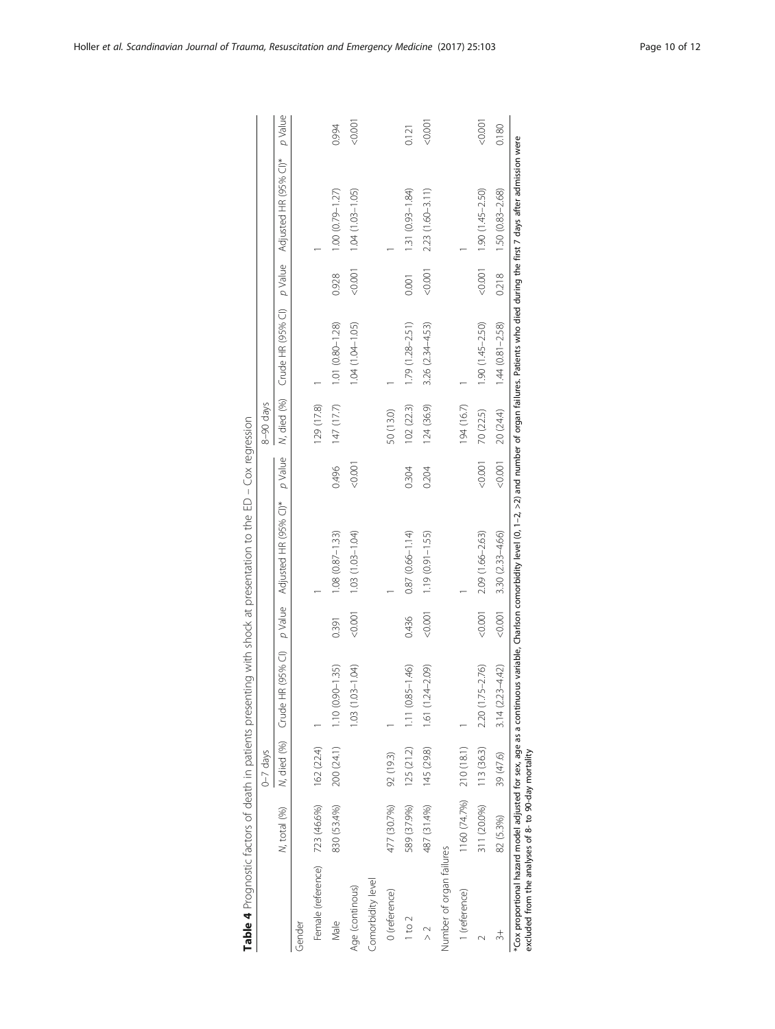**Table 4** Prognostic factors of death in patients presenting with shock at presentation to the ED – Cox regression

| | | 0–7 days | | | | | 8–90 days | | | | |
|---|---|---|---|---|---|---|---|---|---|---|---|
| | N, total (%) | N, died (%) | Crude HR (95% CI) | p Value | Adjusted HR (95% CI)* | p Value | N, died (%) | Crude HR (95% CI) | p Value | Adjusted HR (95% CI)* | p Value |
| Gender | | | | | | | | | | | |
| Female (reference) | 723 (46.6%) | 162 (22.4) | 1 | | 1 | | 129 (17.8) | 1 | | 1 | |
| Male | 830 (53.4%) | 200 (24.1) | 1.10 (0.90–1.35) | 0.391 | 1.08 (0.87–1.33) | 0.496 | 147 (17.7) | 1.01 (0.80–1.28) | 0.928 | 1.00 (0.79–1.27) | 0.994 |
| Age (continous) | | | 1.03 (1.03–1.04) | <0.001 | 1.03 (1.03–1.04) | <0.001 | | 1.04 (1.04–1.05) | <0.001 | 1.04 (1.03–1.05) | <0.001 |
| Comorbidity level | | | | | | | | | | | |
| 0 (reference) | 477 (30.7%) | 92 (19.3) | 1 | | 1 | | 50 (13.0) | 1 | | 1 | |
| 1 to 2 | 589 (37.9%) | 125 (21.2) | 1.11 (0.85–1.46) | 0.436 | 0.87 (0.66–1.14) | 0.304 | 102 (22.3) | 1.79 (1.28–2.51) | 0.001 | 1.31 (0.93–1.84) | 0.121 |
| > 2 | 487 (31.4%) | 145 (29.8) | 1.61 (1.24–2.09) | <0.001 | 1.19 (0.91–1.55) | 0.204 | 124 (36.9) | 3.26 (2.34–4.53) | <0.001 | 2.23 (1.60–3.11) | <0.001 |
| Number of organ failures | | | | | | | | | | | |
| 1 (reference) | 1160 (74.7%) | 210 (18.1) | 1 | | 1 | | 194 (16.7) | 1 | | 1 | |
| 2 | 311 (20.0%) | 113 (36.3) | 2.20 (1.75–2.76) | <0.001 | 2.09 (1.66–2.63) | <0.001 | 70 (22.5) | 1.90 (1.45–2.50) | <0.001 | 1.90 (1.45–2.50) | <0.001 |
| 3+ | 82 (5.3%) | 39 (47.6) | 3.14 (2.23–4.42) | <0.001 | 3.30 (2.33–4.66) | <0.001 | 20 (24.4) | 1.44 (0.81–2.58) | 0.218 | 1.50 (0.83–2.68) | 0.180 |

*Cox proportional hazard model adjusted for sex, age as a continuous variable, Charlson comorbidity level (0, 1–2, >2) and number of organ failures. Patients who died during the first 7 days after admission were excluded from the analyses of 8- to 90-day mortality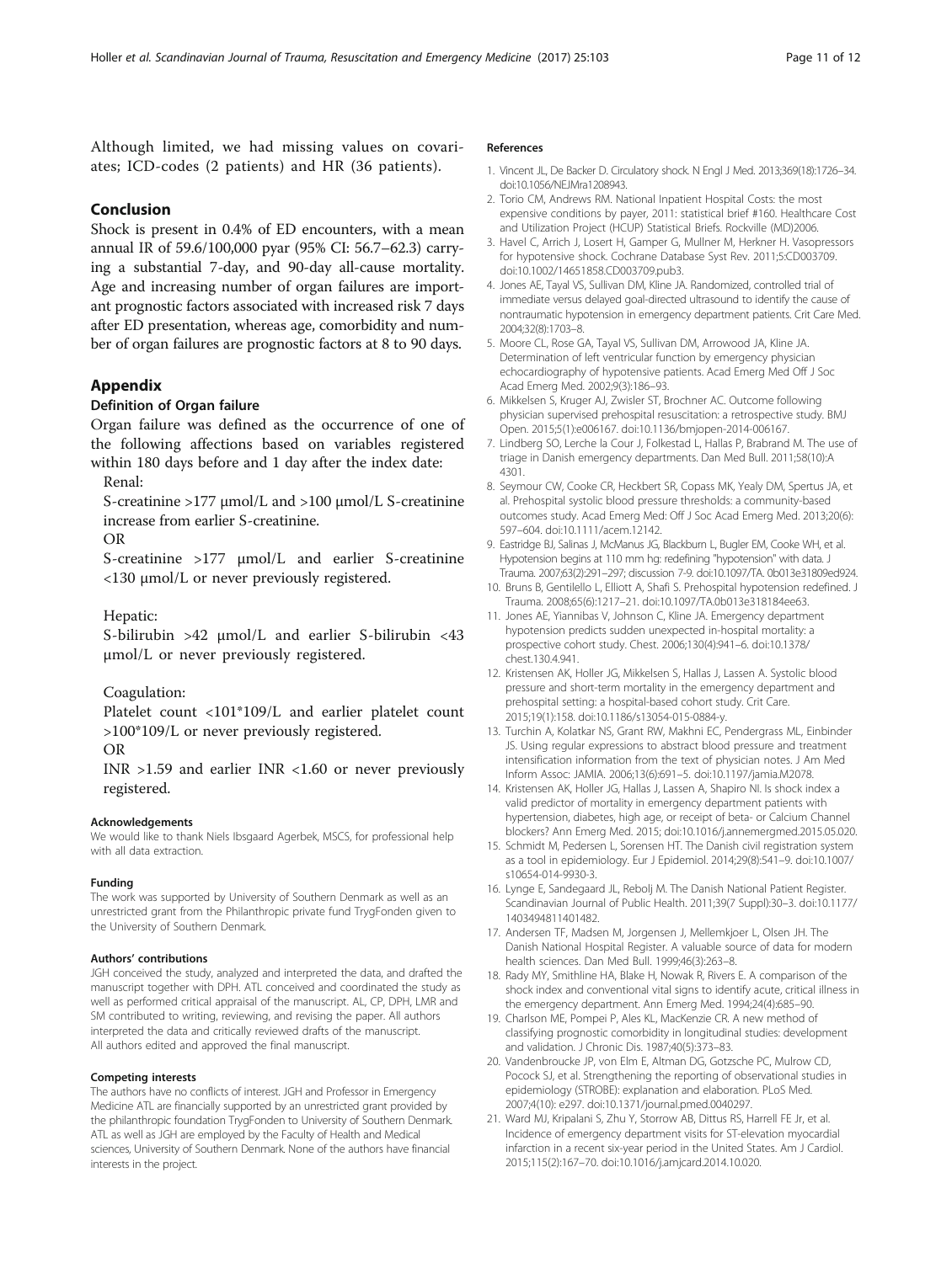Although limited, we had missing values on covariates; ICD-codes (2 patients) and HR (36 patients).

## Conclusion

Shock is present in 0.4% of ED encounters, with a mean annual IR of 59.6/100,000 pyar (95% CI: 56.7–62.3) carrying a substantial 7-day, and 90-day all-cause mortality. Age and increasing number of organ failures are important prognostic factors associated with increased risk 7 days after ED presentation, whereas age, comorbidity and number of organ failures are prognostic factors at 8 to 90 days.

## Appendix

### Definition of Organ failure

Organ failure was defined as the occurrence of one of the following affections based on variables registered within 180 days before and 1 day after the index date:

Renal:

S-creatinine >177 μmol/L and >100 μmol/L S-creatinine increase from earlier S-creatinine.

OR

S-creatinine >177 μmol/L and earlier S-creatinine <130 μmol/L or never previously registered.

Hepatic:

S-bilirubin >42 μmol/L and earlier S-bilirubin <43 μmol/L or never previously registered.

Coagulation:

Platelet count <101*109/L and earlier platelet count >100*109/L or never previously registered.

OR

INR >1.59 and earlier INR <1.60 or never previously registered.

#### Acknowledgements

We would like to thank Niels Ibsgaard Agerbek, MSCS, for professional help with all data extraction.

#### Funding

The work was supported by University of Southern Denmark as well as an unrestricted grant from the Philanthropic private fund TrygFonden given to the University of Southern Denmark.

#### Authors' contributions

JGH conceived the study, analyzed and interpreted the data, and drafted the manuscript together with DPH. ATL conceived and coordinated the study as well as performed critical appraisal of the manuscript. AL, CP, DPH, LMR and SM contributed to writing, reviewing, and revising the paper. All authors interpreted the data and critically reviewed drafts of the manuscript. All authors edited and approved the final manuscript.

#### Competing interests

The authors have no conflicts of interest. JGH and Professor in Emergency Medicine ATL are financially supported by an unrestricted grant provided by the philanthropic foundation TrygFonden to University of Southern Denmark. ATL as well as JGH are employed by the Faculty of Health and Medical sciences, University of Southern Denmark. None of the authors have financial interests in the project.

#### References

1. Vincent JL, De Backer D. Circulatory shock. N Engl J Med. 2013;369(18):1726–34. doi:10.1056/NEJMra1208943.
2. Torio CM, Andrews RM. National Inpatient Hospital Costs: the most expensive conditions by payer, 2011: statistical brief #160. Healthcare Cost and Utilization Project (HCUP) Statistical Briefs. Rockville (MD)2006.
3. Havel C, Arrich J, Losert H, Gamper G, Mullner M, Herkner H. Vasopressors for hypotensive shock. Cochrane Database Syst Rev. 2011;5:CD003709. doi:10.1002/14651858.CD003709.pub3.
4. Jones AE, Tayal VS, Sullivan DM, Kline JA. Randomized, controlled trial of immediate versus delayed goal-directed ultrasound to identify the cause of nontraumatic hypotension in emergency department patients. Crit Care Med. 2004;32(8):1703–8.
5. Moore CL, Rose GA, Tayal VS, Sullivan DM, Arrowood JA, Kline JA. Determination of left ventricular function by emergency physician echocardiography of hypotensive patients. Acad Emerg Med Off J Soc Acad Emerg Med. 2002;9(3):186–93.
6. Mikkelsen S, Kruger AJ, Zwisler ST, Brochner AC. Outcome following physician supervised prehospital resuscitation: a retrospective study. BMJ Open. 2015;5(1):e006167. doi:10.1136/bmjopen-2014-006167.
7. Lindberg SO, Lerche la Cour J, Folkestad L, Hallas P, Brabrand M. The use of triage in Danish emergency departments. Dan Med Bull. 2011;58(10):A 4301.
8. Seymour CW, Cooke CR, Heckbert SR, Copass MK, Yealy DM, Spertus JA, et al. Prehospital systolic blood pressure thresholds: a community-based outcomes study. Acad Emerg Med: Off J Soc Acad Emerg Med. 2013;20(6): 597–604. doi:10.1111/acem.12142.
9. Eastridge BJ, Salinas J, McManus JG, Blackburn L, Bugler EM, Cooke WH, et al. Hypotension begins at 110 mm hg: redefining "hypotension" with data. J Trauma. 2007;63(2):291–297; discussion 7-9. doi:10.1097/TA. 0b013e31809ed924.
10. Bruns B, Gentilello L, Elliott A, Shafi S. Prehospital hypotension redefined. J Trauma. 2008;65(6):1217–21. doi:10.1097/TA.0b013e318184ee63.
11. Jones AE, Yiannibas V, Johnson C, Kline JA. Emergency department hypotension predicts sudden unexpected in-hospital mortality: a prospective cohort study. Chest. 2006;130(4):941–6. doi:10.1378/chest.130.4.941.
12. Kristensen AK, Holler JG, Mikkelsen S, Hallas J, Lassen A. Systolic blood pressure and short-term mortality in the emergency department and prehospital setting: a hospital-based cohort study. Crit Care. 2015;19(1):158. doi:10.1186/s13054-015-0884-y.
13. Turchin A, Kolatkar NS, Grant RW, Makhni EC, Pendergrass ML, Einbinder JS. Using regular expressions to abstract blood pressure and treatment intensification information from the text of physician notes. J Am Med Inform Assoc: JAMIA. 2006;13(6):691–5. doi:10.1197/jamia.M2078.
14. Kristensen AK, Holler JG, Hallas J, Lassen A, Shapiro NI. Is shock index a valid predictor of mortality in emergency department patients with hypertension, diabetes, high age, or receipt of beta- or Calcium Channel blockers? Ann Emerg Med. 2015; doi:10.1016/j.annemergmed.2015.05.020.
15. Schmidt M, Pedersen L, Sorensen HT. The Danish civil registration system as a tool in epidemiology. Eur J Epidemiol. 2014;29(8):541–9. doi:10.1007/s10654-014-9930-3.
16. Lynge E, Sandegaard JL, Rebolj M. The Danish National Patient Register. Scandinavian Journal of Public Health. 2011;39(7 Suppl):30–3. doi:10.1177/1403494811401482.
17. Andersen TF, Madsen M, Jorgensen J, Mellemkjoer L, Olsen JH. The Danish National Hospital Register. A valuable source of data for modern health sciences. Dan Med Bull. 1999;46(3):263–8.
18. Rady MY, Smithline HA, Blake H, Nowak R, Rivers E. A comparison of the shock index and conventional vital signs to identify acute, critical illness in the emergency department. Ann Emerg Med. 1994;24(4):685–90.
19. Charlson ME, Pompei P, Ales KL, MacKenzie CR. A new method of classifying prognostic comorbidity in longitudinal studies: development and validation. J Chronic Dis. 1987;40(5):373–83.
20. Vandenbroucke JP, von Elm E, Altman DG, Gotzsche PC, Mulrow CD, Pocock SJ, et al. Strengthening the reporting of observational studies in epidemiology (STROBE): explanation and elaboration. PLoS Med. 2007;4(10): e297. doi:10.1371/journal.pmed.0040297.
21. Ward MJ, Kripalani S, Zhu Y, Storrow AB, Dittus RS, Harrell FE Jr, et al. Incidence of emergency department visits for ST-elevation myocardial infarction in a recent six-year period in the United States. Am J Cardiol. 2015;115(2):167–70. doi:10.1016/j.amjcard.2014.10.020.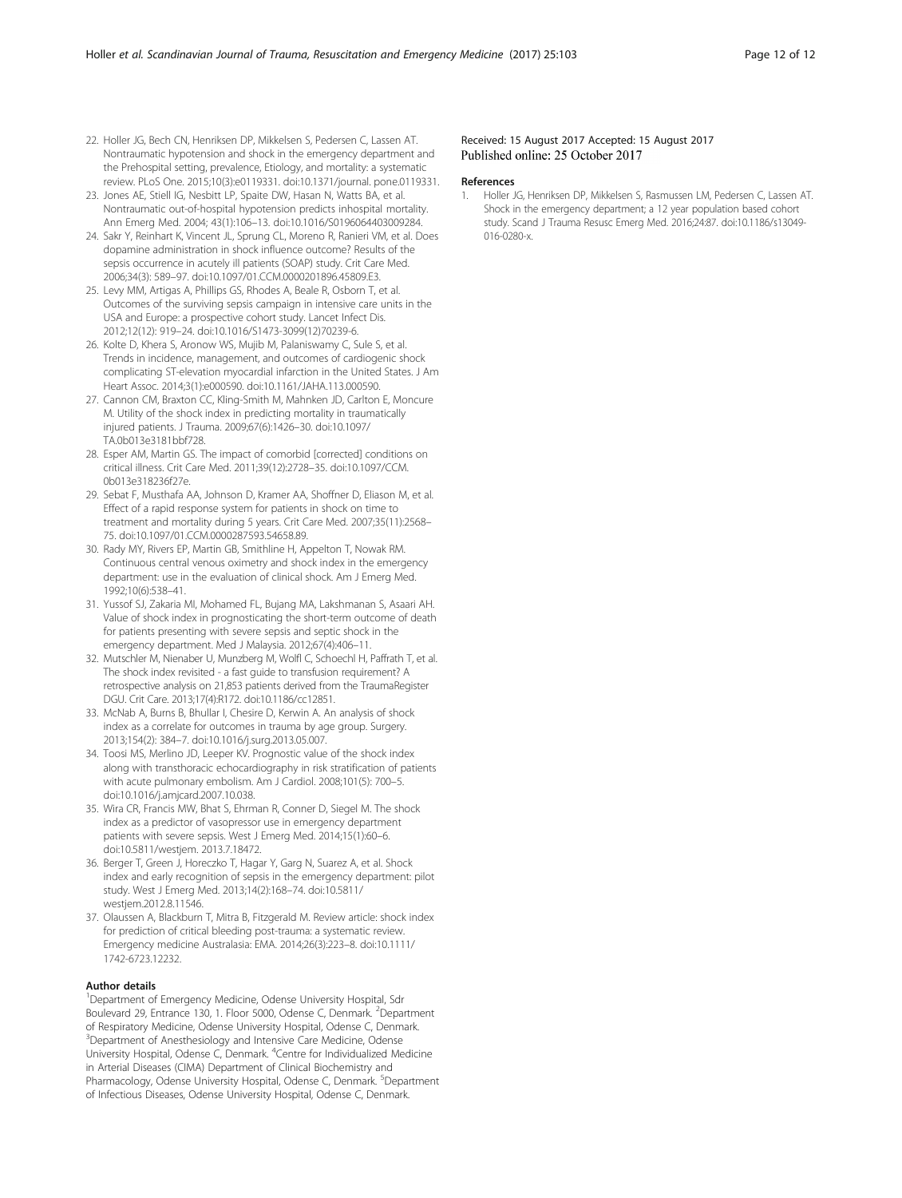22. Holler JG, Bech CN, Henriksen DP, Mikkelsen S, Pedersen C, Lassen AT. Nontraumatic hypotension and shock in the emergency department and the Prehospital setting, prevalence, Etiology, and mortality: a systematic review. PLoS One. 2015;10(3):e0119331. doi:10.1371/journal. pone.0119331.
23. Jones AE, Stiell IG, Nesbitt LP, Spaite DW, Hasan N, Watts BA, et al. Nontraumatic out-of-hospital hypotension predicts inhospital mortality. Ann Emerg Med. 2004; 43(1):106–13. doi:10.1016/S0196064403009284.
24. Sakr Y, Reinhart K, Vincent JL, Sprung CL, Moreno R, Ranieri VM, et al. Does dopamine administration in shock influence outcome? Results of the sepsis occurrence in acutely ill patients (SOAP) study. Crit Care Med. 2006;34(3): 589–97. doi:10.1097/01.CCM.0000201896.45809.E3.
25. Levy MM, Artigas A, Phillips GS, Rhodes A, Beale R, Osborn T, et al. Outcomes of the surviving sepsis campaign in intensive care units in the USA and Europe: a prospective cohort study. Lancet Infect Dis. 2012;12(12): 919–24. doi:10.1016/S1473-3099(12)70239-6.
26. Kolte D, Khera S, Aronow WS, Mujib M, Palaniswamy C, Sule S, et al. Trends in incidence, management, and outcomes of cardiogenic shock complicating ST-elevation myocardial infarction in the United States. J Am Heart Assoc. 2014;3(1):e000590. doi:10.1161/JAHA.113.000590.
27. Cannon CM, Braxton CC, Kling-Smith M, Mahnken JD, Carlton E, Moncure M. Utility of the shock index in predicting mortality in traumatically injured patients. J Trauma. 2009;67(6):1426–30. doi:10.1097/ TA.0b013e3181bbf728.
28. Esper AM, Martin GS. The impact of comorbid [corrected] conditions on critical illness. Crit Care Med. 2011;39(12):2728–35. doi:10.1097/CCM. 0b013e318236f27e.
29. Sebat F, Musthafa AA, Johnson D, Kramer AA, Shoffner D, Eliason M, et al. Effect of a rapid response system for patients in shock on time to treatment and mortality during 5 years. Crit Care Med. 2007;35(11):2568–75. doi:10.1097/01.CCM.0000287593.54658.89.
30. Rady MY, Rivers EP, Martin GB, Smithline H, Appelton T, Nowak RM. Continuous central venous oximetry and shock index in the emergency department: use in the evaluation of clinical shock. Am J Emerg Med. 1992;10(6):538–41.
31. Yussof SJ, Zakaria MI, Mohamed FL, Bujang MA, Lakshmanan S, Asaari AH. Value of shock index in prognosticating the short-term outcome of death for patients presenting with severe sepsis and septic shock in the emergency department. Med J Malaysia. 2012;67(4):406–11.
32. Mutschler M, Nienaber U, Munzberg M, Wolfl C, Schoechl H, Paffrath T, et al. The shock index revisited - a fast guide to transfusion requirement? A retrospective analysis on 21,853 patients derived from the TraumaRegister DGU. Crit Care. 2013;17(4):R172. doi:10.1186/cc12851.
33. McNab A, Burns B, Bhullar I, Chesire D, Kerwin A. An analysis of shock index as a correlate for outcomes in trauma by age group. Surgery. 2013;154(2): 384–7. doi:10.1016/j.surg.2013.05.007.
34. Toosi MS, Merlino JD, Leeper KV. Prognostic value of the shock index along with transthoracic echocardiography in risk stratification of patients with acute pulmonary embolism. Am J Cardiol. 2008;101(5): 700–5. doi:10.1016/j.amjcard.2007.10.038.
35. Wira CR, Francis MW, Bhat S, Ehrman R, Conner D, Siegel M. The shock index as a predictor of vasopressor use in emergency department patients with severe sepsis. West J Emerg Med. 2014;15(1):60–6. doi:10.5811/westjem. 2013.7.18472.
36. Berger T, Green J, Horeczko T, Hagar Y, Garg N, Suarez A, et al. Shock index and early recognition of sepsis in the emergency department: pilot study. West J Emerg Med. 2013;14(2):168–74. doi:10.5811/ westjem.2012.8.11546.
37. Olaussen A, Blackburn T, Mitra B, Fitzgerald M. Review article: shock index for prediction of critical bleeding post-trauma: a systematic review. Emergency medicine Australasia: EMA. 2014;26(3):223–8. doi:10.1111/ 1742-6723.12232.

## Author details

[1]Department of Emergency Medicine, Odense University Hospital, Sdr Boulevard 29, Entrance 130, 1. Floor 5000, Odense C, Denmark. [2]Department of Respiratory Medicine, Odense University Hospital, Odense C, Denmark. [3]Department of Anesthesiology and Intensive Care Medicine, Odense University Hospital, Odense C, Denmark. [4]Centre for Individualized Medicine in Arterial Diseases (CIMA) Department of Clinical Biochemistry and Pharmacology, Odense University Hospital, Odense C, Denmark. [5]Department of Infectious Diseases, Odense University Hospital, Odense C, Denmark.

Received: 15 August 2017 Accepted: 15 August 2017
Published online: 25 October 2017

## References

1. Holler JG, Henriksen DP, Mikkelsen S, Rasmussen LM, Pedersen C, Lassen AT. Shock in the emergency department; a 12 year population based cohort study. Scand J Trauma Resusc Emerg Med. 2016;24:87. doi:10.1186/s13049-016-0280-x.